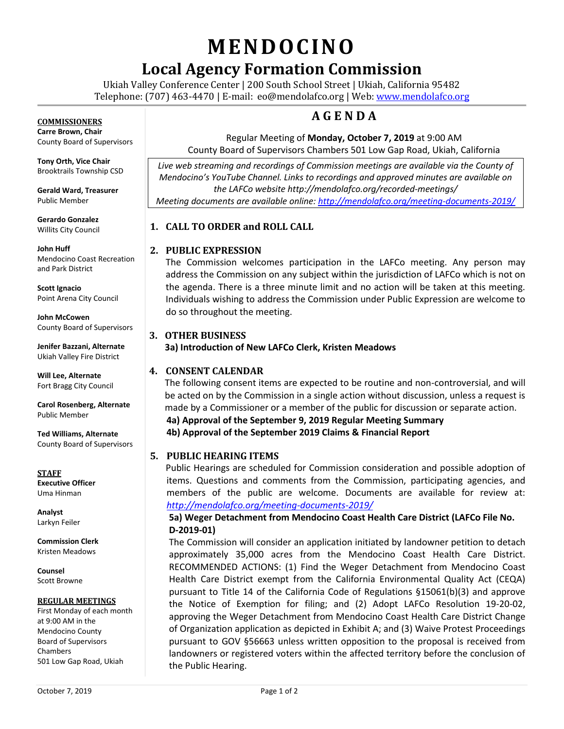# MENDOCINO

## Local Agency Formation Commission

Ukiah Valley Conference Center | 200 South School Street | Ukiah, California 95482
Telephone: (707) 463-4470 | E-mail: eo@mendolafco.org | Web: www.mendolafco.org

**COMMISSIONERS**

**Carre Brown, Chair**
County Board of Supervisors

**Tony Orth, Vice Chair**
Brooktrails Township CSD

**Gerald Ward, Treasurer**
Public Member

**Gerardo Gonzalez**
Willits City Council

**John Huff**
Mendocino Coast Recreation and Park District

**Scott Ignacio**
Point Arena City Council

**John McCowen**
County Board of Supervisors

**Jenifer Bazzani, Alternate**
Ukiah Valley Fire District

**Will Lee, Alternate**
Fort Bragg City Council

**Carol Rosenberg, Alternate**
Public Member

**Ted Williams, Alternate**
County Board of Supervisors

**STAFF**

**Executive Officer**
Uma Hinman

**Analyst**
Larkyn Feiler

**Commission Clerk**
Kristen Meadows

**Counsel**
Scott Browne

**REGULAR MEETINGS**

First Monday of each month at 9:00 AM in the Mendocino County Board of Supervisors Chambers
501 Low Gap Road, Ukiah

## AGENDA

Regular Meeting of **Monday, October 7, 2019** at 9:00 AM
County Board of Supervisors Chambers 501 Low Gap Road, Ukiah, California

*Live web streaming and recordings of Commission meetings are available via the County of Mendocino's YouTube Channel. Links to recordings and approved minutes are available on the LAFCo website http://mendolafco.org/recorded-meetings/*
*Meeting documents are available online: http://mendolafco.org/meeting-documents-2019/*

### 1. CALL TO ORDER and ROLL CALL

### 2. PUBLIC EXPRESSION

The Commission welcomes participation in the LAFCo meeting. Any person may address the Commission on any subject within the jurisdiction of LAFCo which is not on the agenda. There is a three minute limit and no action will be taken at this meeting. Individuals wishing to address the Commission under Public Expression are welcome to do so throughout the meeting.

### 3. OTHER BUSINESS

**3a) Introduction of New LAFCo Clerk, Kristen Meadows**

### 4. CONSENT CALENDAR

The following consent items are expected to be routine and non-controversial, and will be acted on by the Commission in a single action without discussion, unless a request is made by a Commissioner or a member of the public for discussion or separate action.

**4a) Approval of the September 9, 2019 Regular Meeting Summary**
**4b) Approval of the September 2019 Claims & Financial Report**

### 5. PUBLIC HEARING ITEMS

Public Hearings are scheduled for Commission consideration and possible adoption of items. Questions and comments from the Commission, participating agencies, and members of the public are welcome. Documents are available for review at: *http://mendolafco.org/meeting-documents-2019/*

**5a) Weger Detachment from Mendocino Coast Health Care District (LAFCo File No. D-2019-01)**

The Commission will consider an application initiated by landowner petition to detach approximately 35,000 acres from the Mendocino Coast Health Care District. RECOMMENDED ACTIONS: (1) Find the Weger Detachment from Mendocino Coast Health Care District exempt from the California Environmental Quality Act (CEQA) pursuant to Title 14 of the California Code of Regulations §15061(b)(3) and approve the Notice of Exemption for filing; and (2) Adopt LAFCo Resolution 19-20-02, approving the Weger Detachment from Mendocino Coast Health Care District Change of Organization application as depicted in Exhibit A; and (3) Waive Protest Proceedings pursuant to GOV §56663 unless written opposition to the proposal is received from landowners or registered voters within the affected territory before the conclusion of the Public Hearing.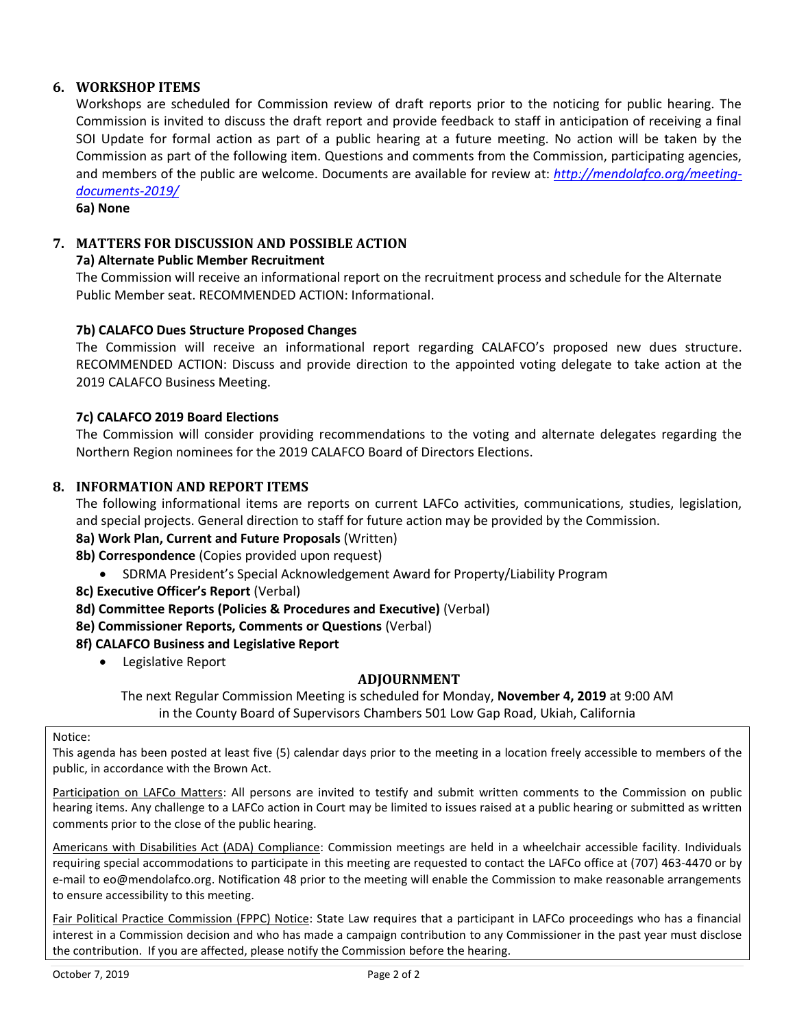## 6. WORKSHOP ITEMS

Workshops are scheduled for Commission review of draft reports prior to the noticing for public hearing. The Commission is invited to discuss the draft report and provide feedback to staff in anticipation of receiving a final SOI Update for formal action as part of a public hearing at a future meeting. No action will be taken by the Commission as part of the following item. Questions and comments from the Commission, participating agencies, and members of the public are welcome. Documents are available for review at: *http://mendolafco.org/meeting-documents-2019/*

**6a) None**

## 7. MATTERS FOR DISCUSSION AND POSSIBLE ACTION

**7a) Alternate Public Member Recruitment**

The Commission will receive an informational report on the recruitment process and schedule for the Alternate Public Member seat. RECOMMENDED ACTION: Informational.

**7b) CALAFCO Dues Structure Proposed Changes**

The Commission will receive an informational report regarding CALAFCO's proposed new dues structure. RECOMMENDED ACTION: Discuss and provide direction to the appointed voting delegate to take action at the 2019 CALAFCO Business Meeting.

**7c) CALAFCO 2019 Board Elections**

The Commission will consider providing recommendations to the voting and alternate delegates regarding the Northern Region nominees for the 2019 CALAFCO Board of Directors Elections.

## 8. INFORMATION AND REPORT ITEMS

The following informational items are reports on current LAFCo activities, communications, studies, legislation, and special projects. General direction to staff for future action may be provided by the Commission.

**8a) Work Plan, Current and Future Proposals** (Written)

**8b) Correspondence** (Copies provided upon request)

- SDRMA President's Special Acknowledgement Award for Property/Liability Program

**8c) Executive Officer's Report** (Verbal)

**8d) Committee Reports (Policies & Procedures and Executive)** (Verbal)

**8e) Commissioner Reports, Comments or Questions** (Verbal)

**8f) CALAFCO Business and Legislative Report**

- Legislative Report

## ADJOURNMENT

The next Regular Commission Meeting is scheduled for Monday, **November 4, 2019** at 9:00 AM in the County Board of Supervisors Chambers 501 Low Gap Road, Ukiah, California

Notice:

This agenda has been posted at least five (5) calendar days prior to the meeting in a location freely accessible to members of the public, in accordance with the Brown Act.

Participation on LAFCo Matters: All persons are invited to testify and submit written comments to the Commission on public hearing items. Any challenge to a LAFCo action in Court may be limited to issues raised at a public hearing or submitted as written comments prior to the close of the public hearing.

Americans with Disabilities Act (ADA) Compliance: Commission meetings are held in a wheelchair accessible facility. Individuals requiring special accommodations to participate in this meeting are requested to contact the LAFCo office at (707) 463-4470 or by e-mail to eo@mendolafco.org. Notification 48 prior to the meeting will enable the Commission to make reasonable arrangements to ensure accessibility to this meeting.

Fair Political Practice Commission (FPPC) Notice: State Law requires that a participant in LAFCo proceedings who has a financial interest in a Commission decision and who has made a campaign contribution to any Commissioner in the past year must disclose the contribution. If you are affected, please notify the Commission before the hearing.

October 7, 2019